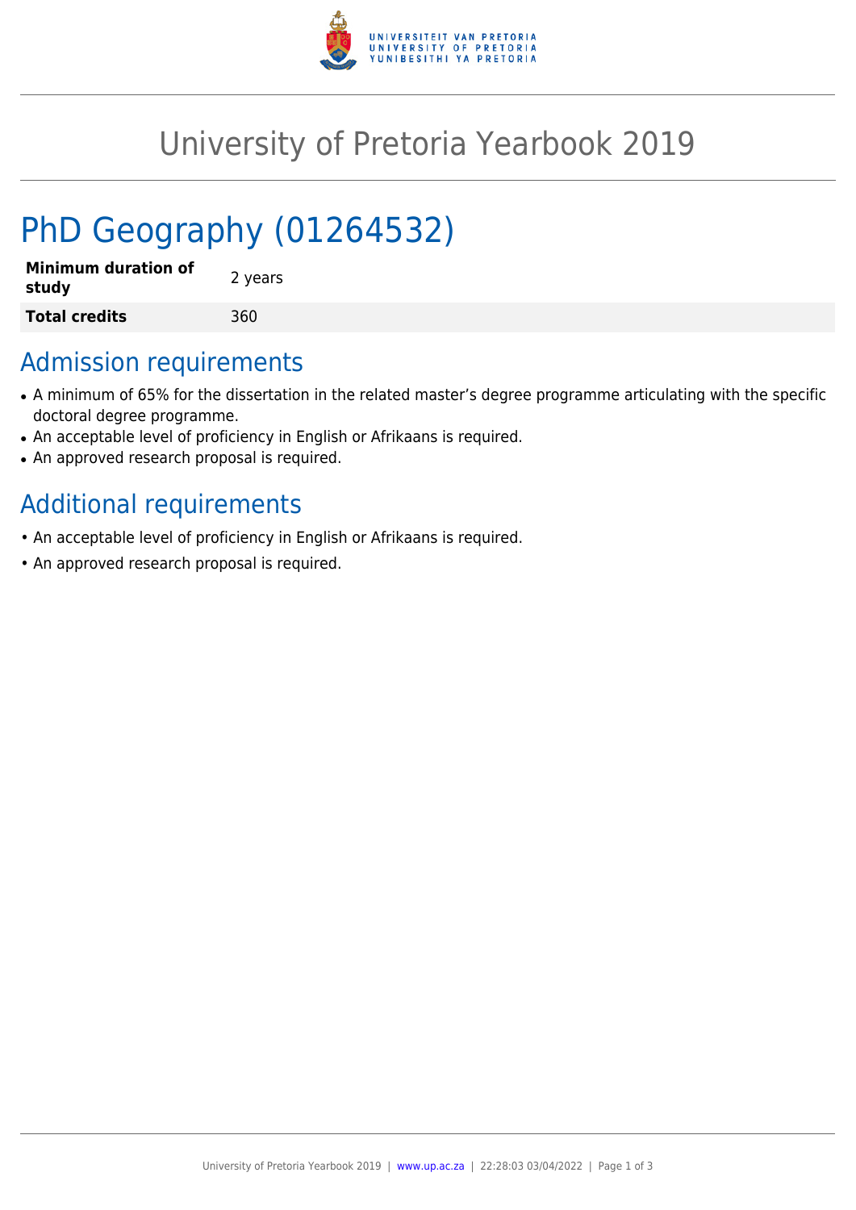# University of Pretoria Yearbook 2019

## PhD Geography (01264532)

| | |
|---|---|
| **Minimum duration of study** | 2 years |
| **Total credits** | 360 |

## Admission requirements

- A minimum of 65% for the dissertation in the related master's degree programme articulating with the specific doctoral degree programme.
- An acceptable level of proficiency in English or Afrikaans is required.
- An approved research proposal is required.

## Additional requirements

- An acceptable level of proficiency in English or Afrikaans is required.
- An approved research proposal is required.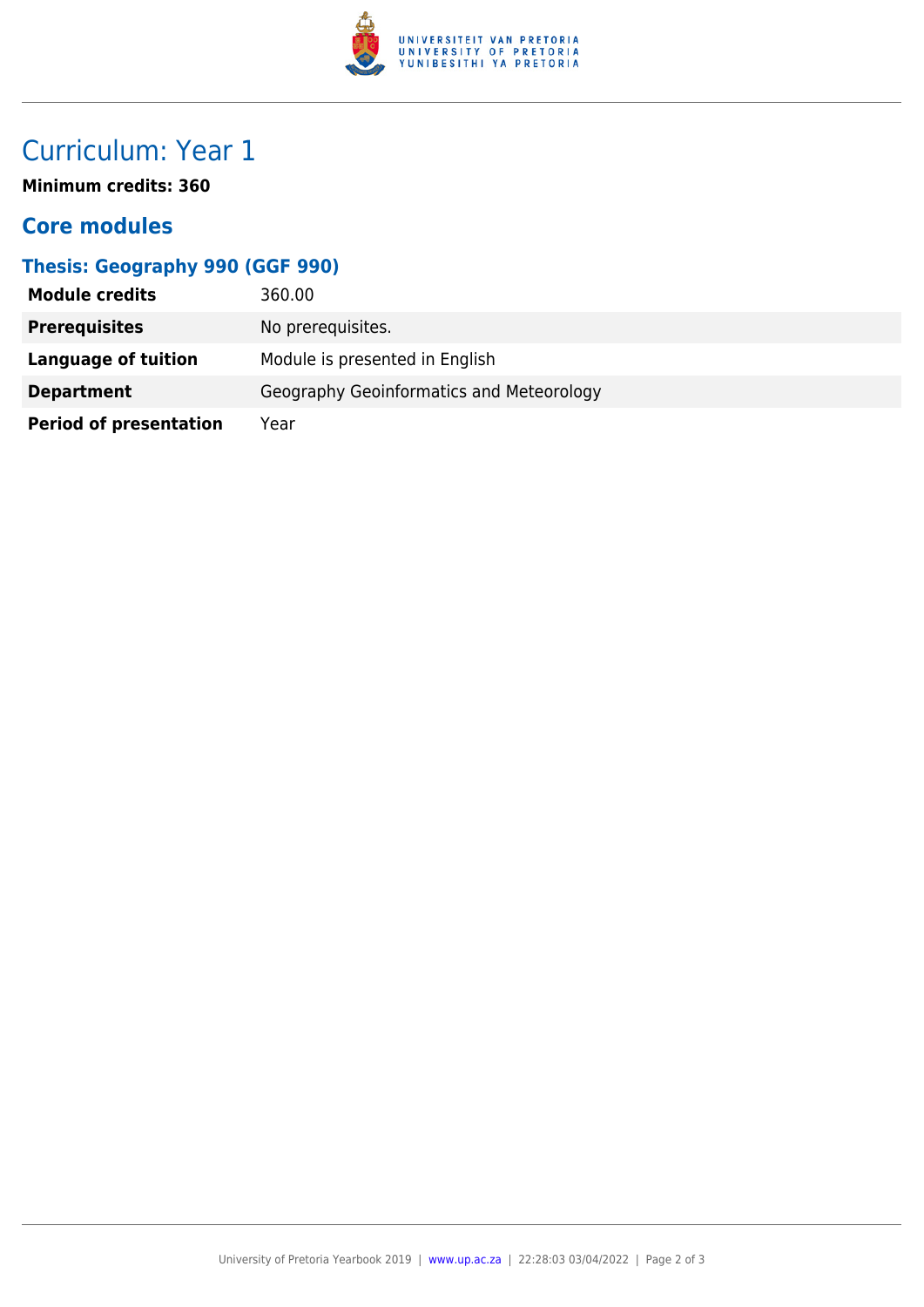# Curriculum: Year 1

**Minimum credits: 360**

## Core modules

### Thesis: Geography 990 (GGF 990)

| | |
|---|---|
| **Module credits** | 360.00 |
| **Prerequisites** | No prerequisites. |
| **Language of tuition** | Module is presented in English |
| **Department** | Geography Geoinformatics and Meteorology |
| **Period of presentation** | Year |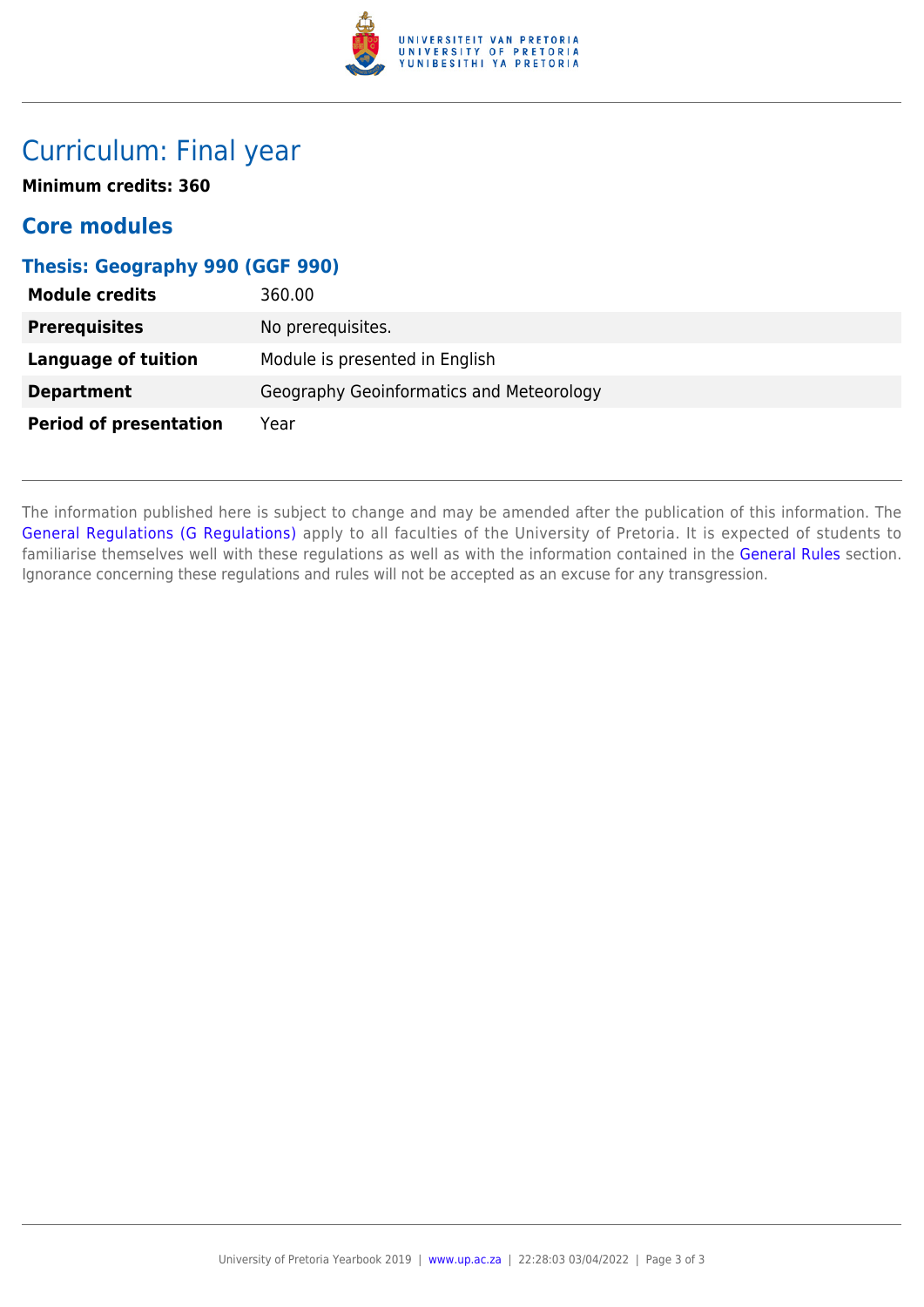# Curriculum: Final year

**Minimum credits: 360**

## Core modules

### Thesis: Geography 990 (GGF 990)

| | |
|---|---|
| **Module credits** | 360.00 |
| **Prerequisites** | No prerequisites. |
| **Language of tuition** | Module is presented in English |
| **Department** | Geography Geoinformatics and Meteorology |
| **Period of presentation** | Year |

The information published here is subject to change and may be amended after the publication of this information. The General Regulations (G Regulations) apply to all faculties of the University of Pretoria. It is expected of students to familiarise themselves well with these regulations as well as with the information contained in the General Rules section. Ignorance concerning these regulations and rules will not be accepted as an excuse for any transgression.